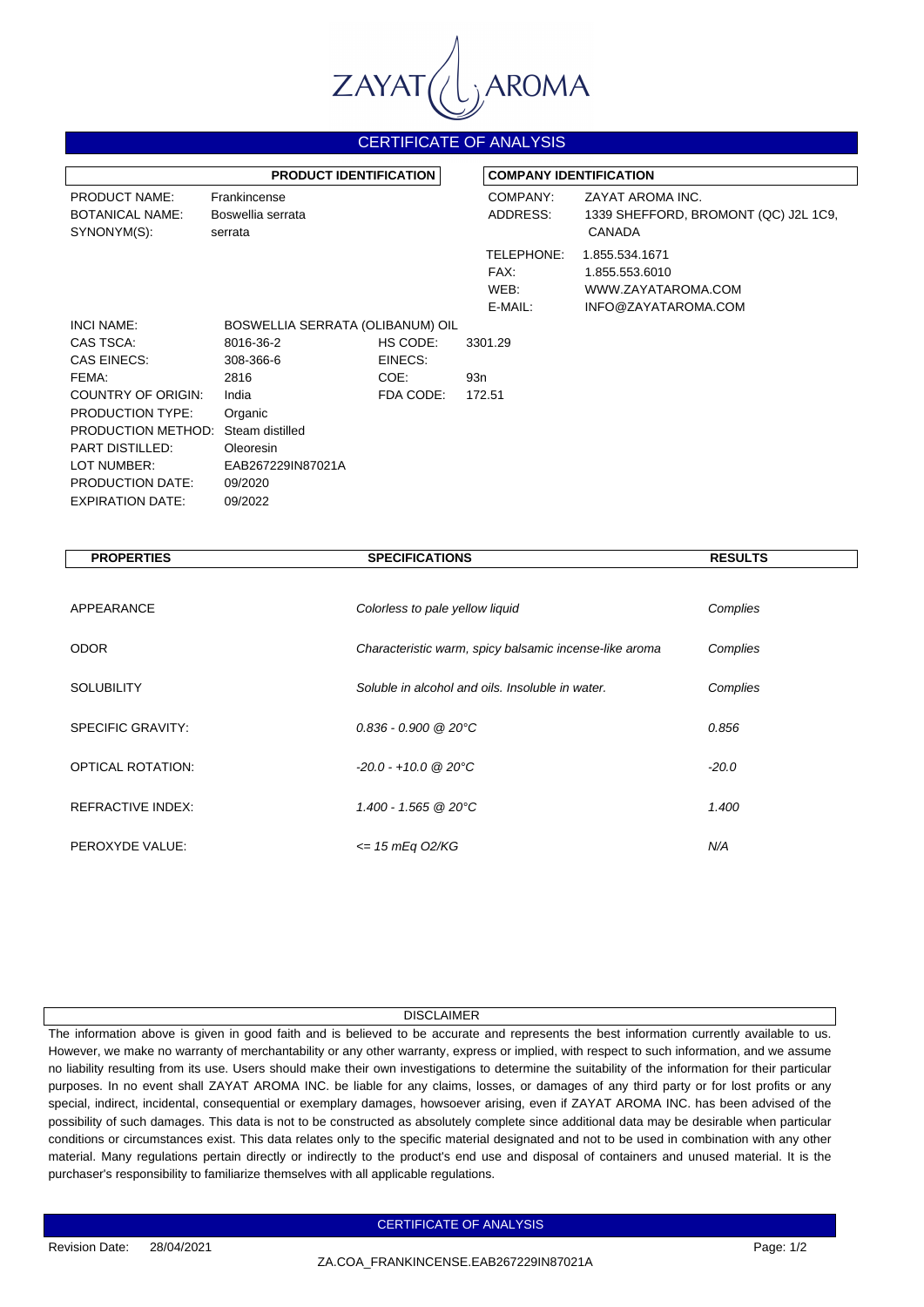ZAYAT AROMA

# CERTIFICATE OF ANALYSIS

| PRODUCT IDENTIFICATION | |
|---|---|
| PRODUCT NAME: | Frankincense |
| BOTANICAL NAME: | Boswellia serrata |
| SYNONYM(S): | serrata |

| COMPANY IDENTIFICATION | |
|---|---|
| COMPANY: | ZAYAT AROMA INC. |
| ADDRESS: | 1339 SHEFFORD, BROMONT (QC) J2L 1C9, CANADA |
| TELEPHONE: | 1.855.534.1671 |
| FAX: | 1.855.553.6010 |
| WEB: | WWW.ZAYATAROMA.COM |
| E-MAIL: | INFO@ZAYATAROMA.COM |

| | | | |
|---|---|---|---|
| INCI NAME: | BOSWELLIA SERRATA (OLIBANUM) OIL | | |
| CAS TSCA: | 8016-36-2 | HS CODE: | 3301.29 |
| CAS EINECS: | 308-366-6 | EINECS: | |
| FEMA: | 2816 | COE: | 93n |
| COUNTRY OF ORIGIN: | India | FDA CODE: | 172.51 |
| PRODUCTION TYPE: | Organic | | |
| PRODUCTION METHOD: | Steam distilled | | |
| PART DISTILLED: | Oleoresin | | |
| LOT NUMBER: | EAB267229IN87021A | | |
| PRODUCTION DATE: | 09/2020 | | |
| EXPIRATION DATE: | 09/2022 | | |

| PROPERTIES | SPECIFICATIONS | RESULTS |
|---|---|---|
| APPEARANCE | *Colorless to pale yellow liquid* | *Complies* |
| ODOR | *Characteristic warm, spicy balsamic incense-like aroma* | *Complies* |
| SOLUBILITY | *Soluble in alcohol and oils. Insoluble in water.* | *Complies* |
| SPECIFIC GRAVITY: | *0.836 - 0.900 @ 20°C* | *0.856* |
| OPTICAL ROTATION: | *-20.0 - +10.0 @ 20°C* | *-20.0* |
| REFRACTIVE INDEX: | *1.400 - 1.565 @ 20°C* | *1.400* |
| PEROXYDE VALUE: | *<= 15 mEq O2/KG* | *N/A* |

## DISCLAIMER

The information above is given in good faith and is believed to be accurate and represents the best information currently available to us. However, we make no warranty of merchantability or any other warranty, express or implied, with respect to such information, and we assume no liability resulting from its use. Users should make their own investigations to determine the suitability of the information for their particular purposes. In no event shall ZAYAT AROMA INC. be liable for any claims, losses, or damages of any third party or for lost profits or any special, indirect, incidental, consequential or exemplary damages, howsoever arising, even if ZAYAT AROMA INC. has been advised of the possibility of such damages. This data is not to be constructed as absolutely complete since additional data may be desirable when particular conditions or circumstances exist. This data relates only to the specific material designated and not to be used in combination with any other material. Many regulations pertain directly or indirectly to the product's end use and disposal of containers and unused material. It is the purchaser's responsibility to familiarize themselves with all applicable regulations.

Revision Date: 28/04/2021

ZA.COA_FRANKINCENSE.EAB267229IN87021A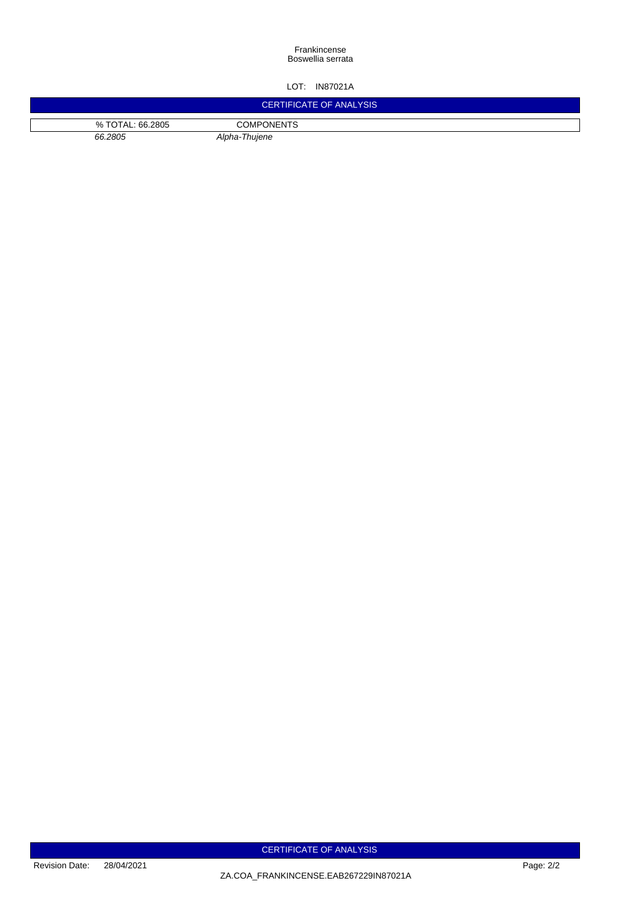Frankincense
Boswellia serrata

LOT: IN87021A

## CERTIFICATE OF ANALYSIS

| % TOTAL: 66.2805 | COMPONENTS |
|---|---|
| *66.2805* | *Alpha-Thujene* |

CERTIFICATE OF ANALYSIS

Revision Date: 28/04/2021

ZA.COA_FRANKINCENSE.EAB267229IN87021A